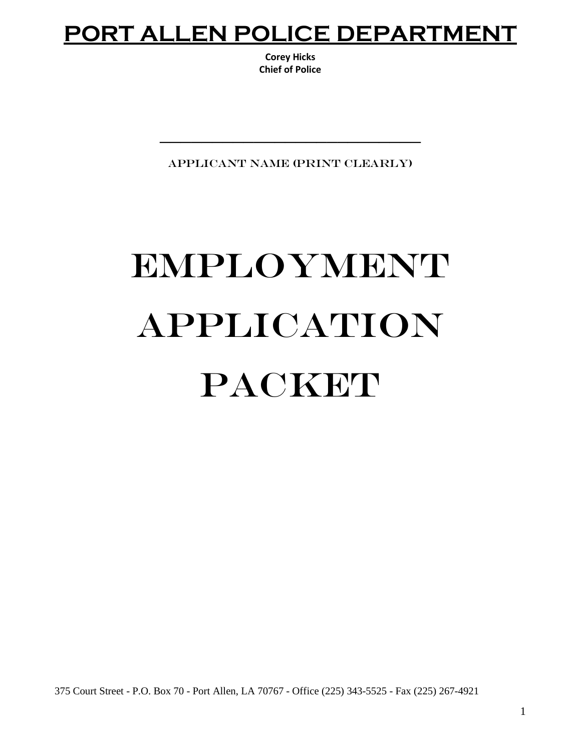# PORT ALLEN POLICE DEPARTMENT

**Corey Hicks**
**Chief of Police**

\_\_\_\_\_\_\_\_\_\_\_\_\_\_\_\_\_\_\_\_\_\_\_\_\_\_\_\_\_\_\_\_\_\_\_\_

APPLICANT NAME (PRINT CLEARLY)

# EMPLOYMENT APPLICATION PACKET

375 Court Street - P.O. Box 70 - Port Allen, LA 70767 - Office (225) 343-5525 - Fax (225) 267-4921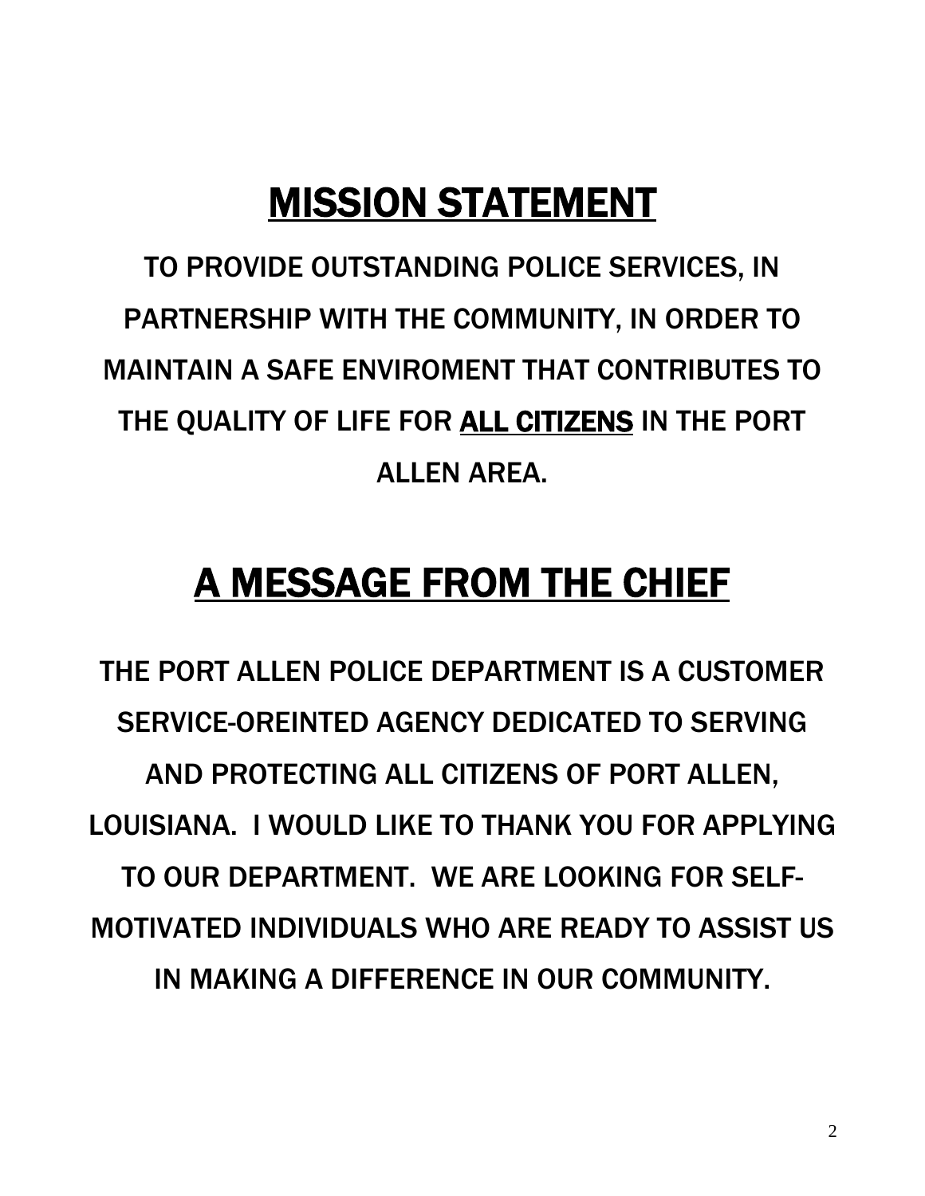# MISSION STATEMENT

TO PROVIDE OUTSTANDING POLICE SERVICES, IN PARTNERSHIP WITH THE COMMUNITY, IN ORDER TO MAINTAIN A SAFE ENVIROMENT THAT CONTRIBUTES TO THE QUALITY OF LIFE FOR ALL CITIZENS IN THE PORT ALLEN AREA.

# A MESSAGE FROM THE CHIEF

THE PORT ALLEN POLICE DEPARTMENT IS A CUSTOMER SERVICE-OREINTED AGENCY DEDICATED TO SERVING AND PROTECTING ALL CITIZENS OF PORT ALLEN, LOUISIANA. I WOULD LIKE TO THANK YOU FOR APPLYING TO OUR DEPARTMENT. WE ARE LOOKING FOR SELF-MOTIVATED INDIVIDUALS WHO ARE READY TO ASSIST US IN MAKING A DIFFERENCE IN OUR COMMUNITY.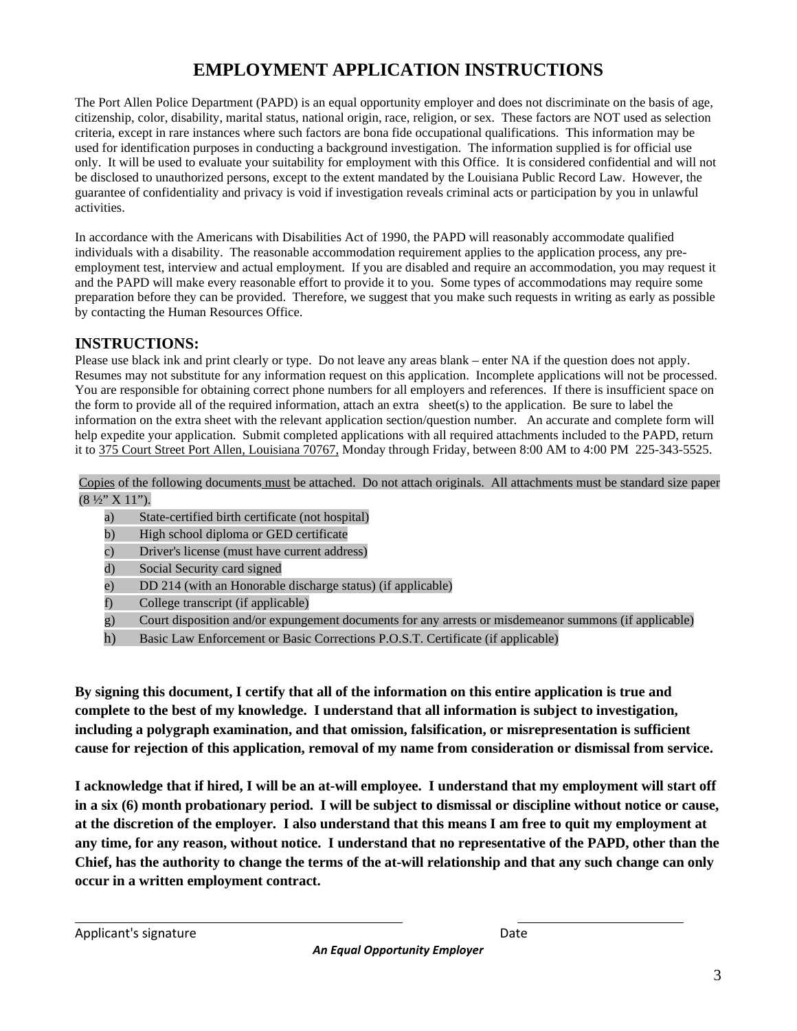# EMPLOYMENT APPLICATION INSTRUCTIONS

The Port Allen Police Department (PAPD) is an equal opportunity employer and does not discriminate on the basis of age, citizenship, color, disability, marital status, national origin, race, religion, or sex. These factors are NOT used as selection criteria, except in rare instances where such factors are bona fide occupational qualifications. This information may be used for identification purposes in conducting a background investigation. The information supplied is for official use only. It will be used to evaluate your suitability for employment with this Office. It is considered confidential and will not be disclosed to unauthorized persons, except to the extent mandated by the Louisiana Public Record Law. However, the guarantee of confidentiality and privacy is void if investigation reveals criminal acts or participation by you in unlawful activities.

In accordance with the Americans with Disabilities Act of 1990, the PAPD will reasonably accommodate qualified individuals with a disability. The reasonable accommodation requirement applies to the application process, any pre-employment test, interview and actual employment. If you are disabled and require an accommodation, you may request it and the PAPD will make every reasonable effort to provide it to you. Some types of accommodations may require some preparation before they can be provided. Therefore, we suggest that you make such requests in writing as early as possible by contacting the Human Resources Office.

## INSTRUCTIONS:

Please use black ink and print clearly or type. Do not leave any areas blank – enter NA if the question does not apply. Resumes may not substitute for any information request on this application. Incomplete applications will not be processed. You are responsible for obtaining correct phone numbers for all employers and references. If there is insufficient space on the form to provide all of the required information, attach an extra sheet(s) to the application. Be sure to label the information on the extra sheet with the relevant application section/question number. An accurate and complete form will help expedite your application. Submit completed applications with all required attachments included to the PAPD, return it to 375 Court Street Port Allen, Louisiana 70767, Monday through Friday, between 8:00 AM to 4:00 PM 225-343-5525.

Copies of the following documents must be attached. Do not attach originals. All attachments must be standard size paper (8 ½" X 11").

a) State-certified birth certificate (not hospital)
b) High school diploma or GED certificate
c) Driver's license (must have current address)
d) Social Security card signed
e) DD 214 (with an Honorable discharge status) (if applicable)
f) College transcript (if applicable)
g) Court disposition and/or expungement documents for any arrests or misdemeanor summons (if applicable)
h) Basic Law Enforcement or Basic Corrections P.O.S.T. Certificate (if applicable)

**By signing this document, I certify that all of the information on this entire application is true and complete to the best of my knowledge. I understand that all information is subject to investigation, including a polygraph examination, and that omission, falsification, or misrepresentation is sufficient cause for rejection of this application, removal of my name from consideration or dismissal from service.**

**I acknowledge that if hired, I will be an at-will employee. I understand that my employment will start off in a six (6) month probationary period. I will be subject to dismissal or discipline without notice or cause, at the discretion of the employer. I also understand that this means I am free to quit my employment at any time, for any reason, without notice. I understand that no representative of the PAPD, other than the Chief, has the authority to change the terms of the at-will relationship and that any such change can only occur in a written employment contract.**

_______________________________________ _______________________

Applicant's signature Date

***An Equal Opportunity Employer***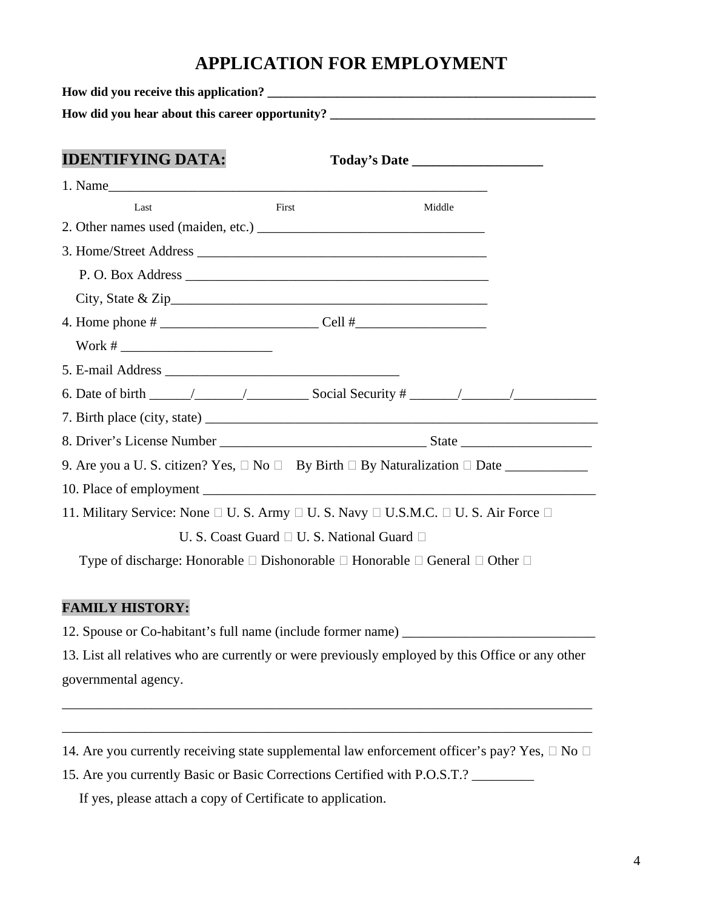# APPLICATION FOR EMPLOYMENT

**How did you receive this application? ____________________________________________________**

**How did you hear about this career opportunity? ________________________________________**

**IDENTIFYING DATA:** **Today's Date ___________________**

1. Name_________________________________________________________

Last First Middle

2. Other names used (maiden, etc.) _________________________________

3. Home/Street Address ___________________________________________

P. O. Box Address _____________________________________________

City, State & Zip_______________________________________________

4. Home phone # _______________________ Cell #___________________

Work # ______________________

5. E-mail Address __________________________________

6. Date of birth ______/_______/_________ Social Security # _______/_______/____________

7. Birth place (city, state) ________________________________________________________

8. Driver's License Number _____________________________ State ___________________

9. Are you a U. S. citizen? Yes, ☐ No ☐ By Birth ☐ By Naturalization ☐ Date ____________

10. Place of employment __________________________________________________________

11. Military Service: None ☐ U. S. Army ☐ U. S. Navy ☐ U.S.M.C. ☐ U. S. Air Force ☐

U. S. Coast Guard ☐ U. S. National Guard ☐

Type of discharge: Honorable ☐ Dishonorable ☐ Honorable ☐ General ☐ Other ☐

**FAMILY HISTORY:**

12. Spouse or Co-habitant's full name (include former name) ___________________________

13. List all relatives who are currently or were previously employed by this Office or any other governmental agency.

_____________________________________________________________________________

_____________________________________________________________________________

14. Are you currently receiving state supplemental law enforcement officer's pay? Yes, ☐ No ☐

15. Are you currently Basic or Basic Corrections Certified with P.O.S.T.? _________

If yes, please attach a copy of Certificate to application.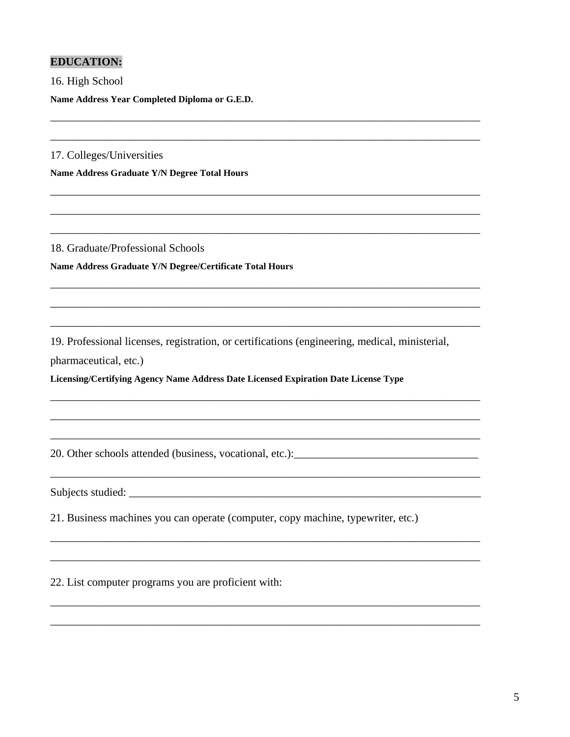**EDUCATION:**

16. High School

**Name Address Year Completed Diploma or G.E.D.**

\_\_\_\_\_\_\_\_\_\_\_\_\_\_\_\_\_\_\_\_\_\_\_\_\_\_\_\_\_\_\_\_\_\_\_\_\_\_\_\_\_\_\_\_\_\_\_\_\_\_\_\_\_\_\_\_\_\_\_\_\_\_\_\_\_\_\_\_\_\_\_\_\_\_\_\_

\_\_\_\_\_\_\_\_\_\_\_\_\_\_\_\_\_\_\_\_\_\_\_\_\_\_\_\_\_\_\_\_\_\_\_\_\_\_\_\_\_\_\_\_\_\_\_\_\_\_\_\_\_\_\_\_\_\_\_\_\_\_\_\_\_\_\_\_\_\_\_\_\_\_\_\_

17. Colleges/Universities

**Name Address Graduate Y/N Degree Total Hours**

\_\_\_\_\_\_\_\_\_\_\_\_\_\_\_\_\_\_\_\_\_\_\_\_\_\_\_\_\_\_\_\_\_\_\_\_\_\_\_\_\_\_\_\_\_\_\_\_\_\_\_\_\_\_\_\_\_\_\_\_\_\_\_\_\_\_\_\_\_\_\_\_\_\_\_\_

\_\_\_\_\_\_\_\_\_\_\_\_\_\_\_\_\_\_\_\_\_\_\_\_\_\_\_\_\_\_\_\_\_\_\_\_\_\_\_\_\_\_\_\_\_\_\_\_\_\_\_\_\_\_\_\_\_\_\_\_\_\_\_\_\_\_\_\_\_\_\_\_\_\_\_\_

\_\_\_\_\_\_\_\_\_\_\_\_\_\_\_\_\_\_\_\_\_\_\_\_\_\_\_\_\_\_\_\_\_\_\_\_\_\_\_\_\_\_\_\_\_\_\_\_\_\_\_\_\_\_\_\_\_\_\_\_\_\_\_\_\_\_\_\_\_\_\_\_\_\_\_\_

18. Graduate/Professional Schools

**Name Address Graduate Y/N Degree/Certificate Total Hours**

\_\_\_\_\_\_\_\_\_\_\_\_\_\_\_\_\_\_\_\_\_\_\_\_\_\_\_\_\_\_\_\_\_\_\_\_\_\_\_\_\_\_\_\_\_\_\_\_\_\_\_\_\_\_\_\_\_\_\_\_\_\_\_\_\_\_\_\_\_\_\_\_\_\_\_\_

\_\_\_\_\_\_\_\_\_\_\_\_\_\_\_\_\_\_\_\_\_\_\_\_\_\_\_\_\_\_\_\_\_\_\_\_\_\_\_\_\_\_\_\_\_\_\_\_\_\_\_\_\_\_\_\_\_\_\_\_\_\_\_\_\_\_\_\_\_\_\_\_\_\_\_\_

\_\_\_\_\_\_\_\_\_\_\_\_\_\_\_\_\_\_\_\_\_\_\_\_\_\_\_\_\_\_\_\_\_\_\_\_\_\_\_\_\_\_\_\_\_\_\_\_\_\_\_\_\_\_\_\_\_\_\_\_\_\_\_\_\_\_\_\_\_\_\_\_\_\_\_\_

19. Professional licenses, registration, or certifications (engineering, medical, ministerial, pharmaceutical, etc.)

**Licensing/Certifying Agency Name Address Date Licensed Expiration Date License Type**

\_\_\_\_\_\_\_\_\_\_\_\_\_\_\_\_\_\_\_\_\_\_\_\_\_\_\_\_\_\_\_\_\_\_\_\_\_\_\_\_\_\_\_\_\_\_\_\_\_\_\_\_\_\_\_\_\_\_\_\_\_\_\_\_\_\_\_\_\_\_\_\_\_\_\_\_

\_\_\_\_\_\_\_\_\_\_\_\_\_\_\_\_\_\_\_\_\_\_\_\_\_\_\_\_\_\_\_\_\_\_\_\_\_\_\_\_\_\_\_\_\_\_\_\_\_\_\_\_\_\_\_\_\_\_\_\_\_\_\_\_\_\_\_\_\_\_\_\_\_\_\_\_

\_\_\_\_\_\_\_\_\_\_\_\_\_\_\_\_\_\_\_\_\_\_\_\_\_\_\_\_\_\_\_\_\_\_\_\_\_\_\_\_\_\_\_\_\_\_\_\_\_\_\_\_\_\_\_\_\_\_\_\_\_\_\_\_\_\_\_\_\_\_\_\_\_\_\_\_

20. Other schools attended (business, vocational, etc.):\_\_\_\_\_\_\_\_\_\_\_\_\_\_\_\_\_\_\_\_\_\_\_\_\_\_\_\_\_\_\_\_\_

\_\_\_\_\_\_\_\_\_\_\_\_\_\_\_\_\_\_\_\_\_\_\_\_\_\_\_\_\_\_\_\_\_\_\_\_\_\_\_\_\_\_\_\_\_\_\_\_\_\_\_\_\_\_\_\_\_\_\_\_\_\_\_\_\_\_\_\_\_\_\_\_\_\_\_\_

Subjects studied: \_\_\_\_\_\_\_\_\_\_\_\_\_\_\_\_\_\_\_\_\_\_\_\_\_\_\_\_\_\_\_\_\_\_\_\_\_\_\_\_\_\_\_\_\_\_\_\_\_\_\_\_\_\_\_\_\_\_\_\_\_\_\_\_

21. Business machines you can operate (computer, copy machine, typewriter, etc.)

\_\_\_\_\_\_\_\_\_\_\_\_\_\_\_\_\_\_\_\_\_\_\_\_\_\_\_\_\_\_\_\_\_\_\_\_\_\_\_\_\_\_\_\_\_\_\_\_\_\_\_\_\_\_\_\_\_\_\_\_\_\_\_\_\_\_\_\_\_\_\_\_\_\_\_\_

\_\_\_\_\_\_\_\_\_\_\_\_\_\_\_\_\_\_\_\_\_\_\_\_\_\_\_\_\_\_\_\_\_\_\_\_\_\_\_\_\_\_\_\_\_\_\_\_\_\_\_\_\_\_\_\_\_\_\_\_\_\_\_\_\_\_\_\_\_\_\_\_\_\_\_\_

22. List computer programs you are proficient with:

\_\_\_\_\_\_\_\_\_\_\_\_\_\_\_\_\_\_\_\_\_\_\_\_\_\_\_\_\_\_\_\_\_\_\_\_\_\_\_\_\_\_\_\_\_\_\_\_\_\_\_\_\_\_\_\_\_\_\_\_\_\_\_\_\_\_\_\_\_\_\_\_\_\_\_\_

\_\_\_\_\_\_\_\_\_\_\_\_\_\_\_\_\_\_\_\_\_\_\_\_\_\_\_\_\_\_\_\_\_\_\_\_\_\_\_\_\_\_\_\_\_\_\_\_\_\_\_\_\_\_\_\_\_\_\_\_\_\_\_\_\_\_\_\_\_\_\_\_\_\_\_\_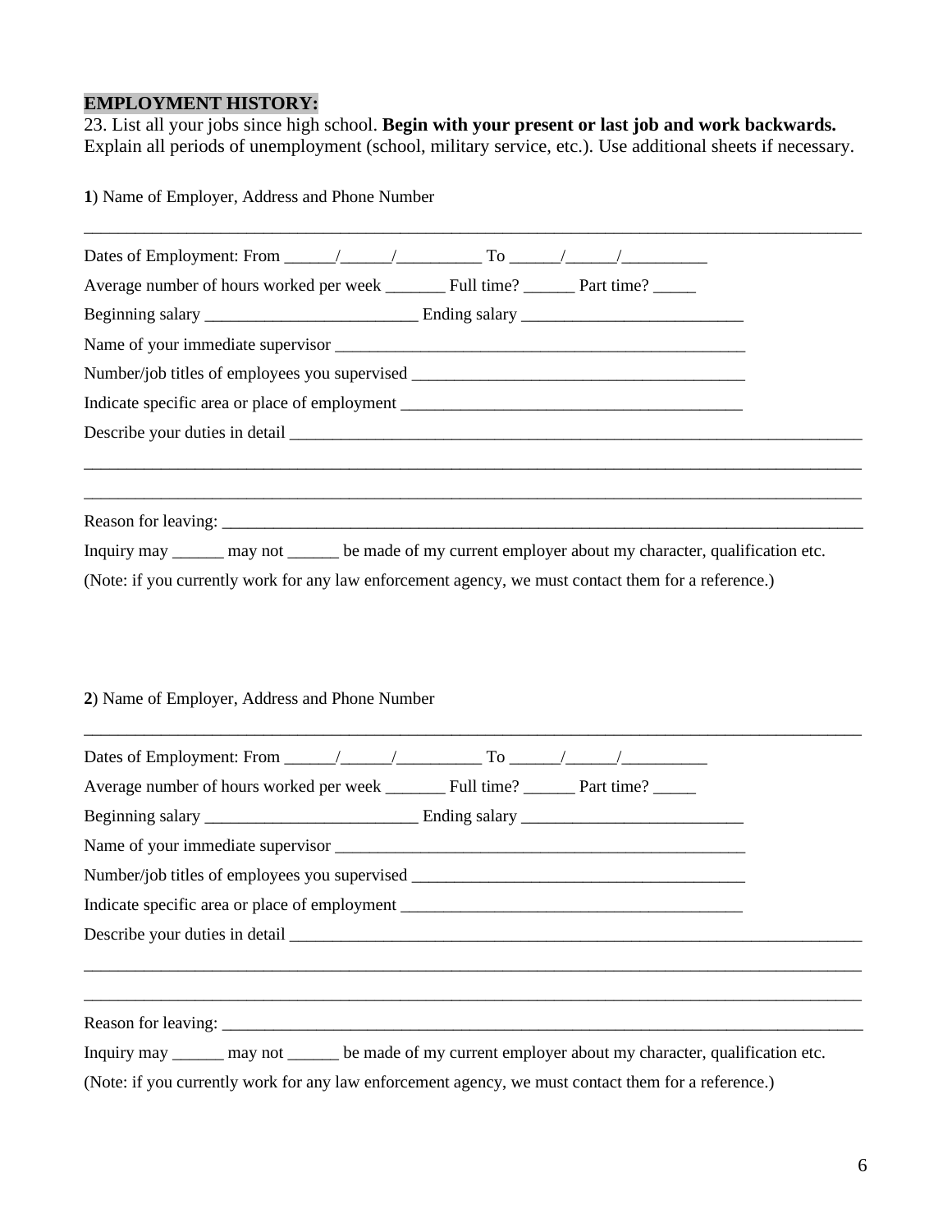**EMPLOYMENT HISTORY:**

23. List all your jobs since high school. **Begin with your present or last job and work backwards.** Explain all periods of unemployment (school, military service, etc.). Use additional sheets if necessary.

**1**) Name of Employer, Address and Phone Number

_____________________________________________________________________________________

Dates of Employment: From ______/______/__________ To ______/______/__________

Average number of hours worked per week _______ Full time? ______ Part time? _____

Beginning salary _________________________ Ending salary __________________________

Name of your immediate supervisor _________________________________________________

Number/job titles of employees you supervised _______________________________________

Indicate specific area or place of employment ________________________________________

Describe your duties in detail _______________________________________________________

_____________________________________________________________________________________

_____________________________________________________________________________________

Reason for leaving: ________________________________________________________________

Inquiry may ______ may not ______ be made of my current employer about my character, qualification etc.

(Note: if you currently work for any law enforcement agency, we must contact them for a reference.)

**2**) Name of Employer, Address and Phone Number

_____________________________________________________________________________________

Dates of Employment: From ______/______/__________ To ______/______/__________

Average number of hours worked per week _______ Full time? ______ Part time? _____

Beginning salary _________________________ Ending salary __________________________

Name of your immediate supervisor _________________________________________________

Number/job titles of employees you supervised _______________________________________

Indicate specific area or place of employment ________________________________________

Describe your duties in detail _______________________________________________________

_____________________________________________________________________________________

_____________________________________________________________________________________

Reason for leaving: ________________________________________________________________

Inquiry may ______ may not ______ be made of my current employer about my character, qualification etc.

(Note: if you currently work for any law enforcement agency, we must contact them for a reference.)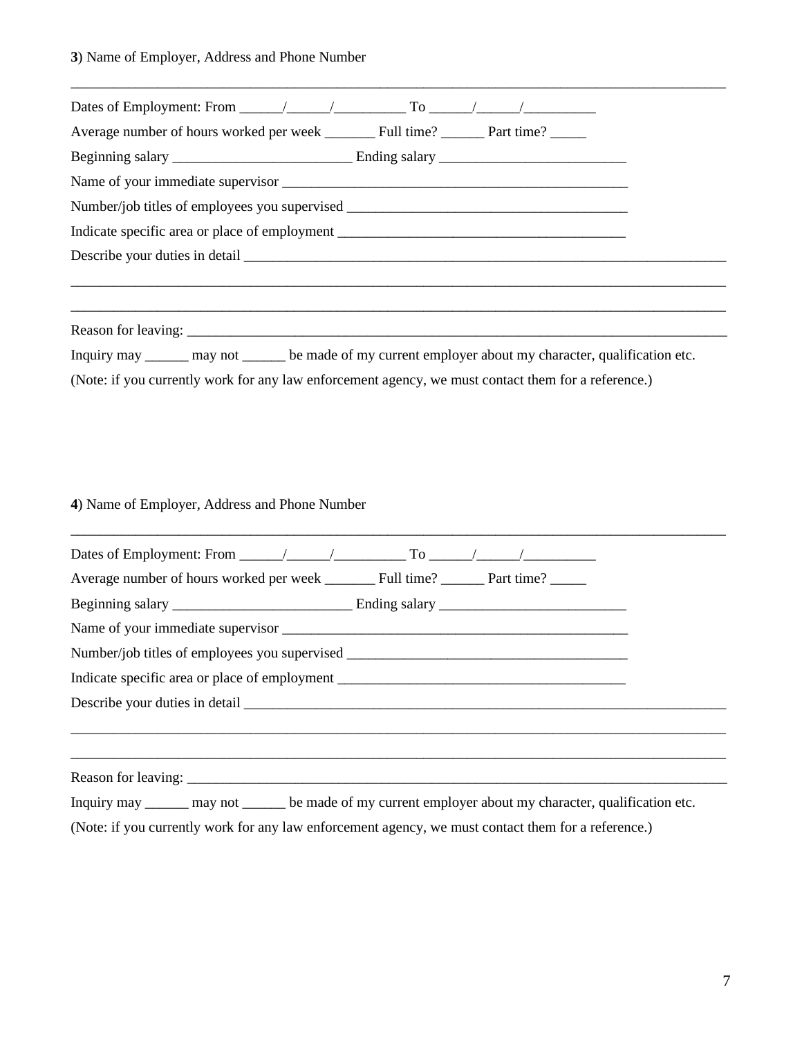**3**) Name of Employer, Address and Phone Number

_____________________________________________________________________________________

Dates of Employment: From ______/______/__________ To ______/______/__________

Average number of hours worked per week _______ Full time? ______ Part time? _____

Beginning salary _________________________ Ending salary __________________________

Name of your immediate supervisor __________________________________________________

Number/job titles of employees you supervised _______________________________________

Indicate specific area or place of employment _______________________________________

Describe your duties in detail ________________________________________________________

_____________________________________________________________________________________

_____________________________________________________________________________________

Reason for leaving: __________________________________________________________________

Inquiry may ______ may not ______ be made of my current employer about my character, qualification etc.

(Note: if you currently work for any law enforcement agency, we must contact them for a reference.)

**4**) Name of Employer, Address and Phone Number

_____________________________________________________________________________________

Dates of Employment: From ______/______/__________ To ______/______/__________

Average number of hours worked per week _______ Full time? ______ Part time? _____

Beginning salary _________________________ Ending salary __________________________

Name of your immediate supervisor __________________________________________________

Number/job titles of employees you supervised _______________________________________

Indicate specific area or place of employment _______________________________________

Describe your duties in detail ________________________________________________________

_____________________________________________________________________________________

_____________________________________________________________________________________

Reason for leaving: __________________________________________________________________

Inquiry may ______ may not ______ be made of my current employer about my character, qualification etc.

(Note: if you currently work for any law enforcement agency, we must contact them for a reference.)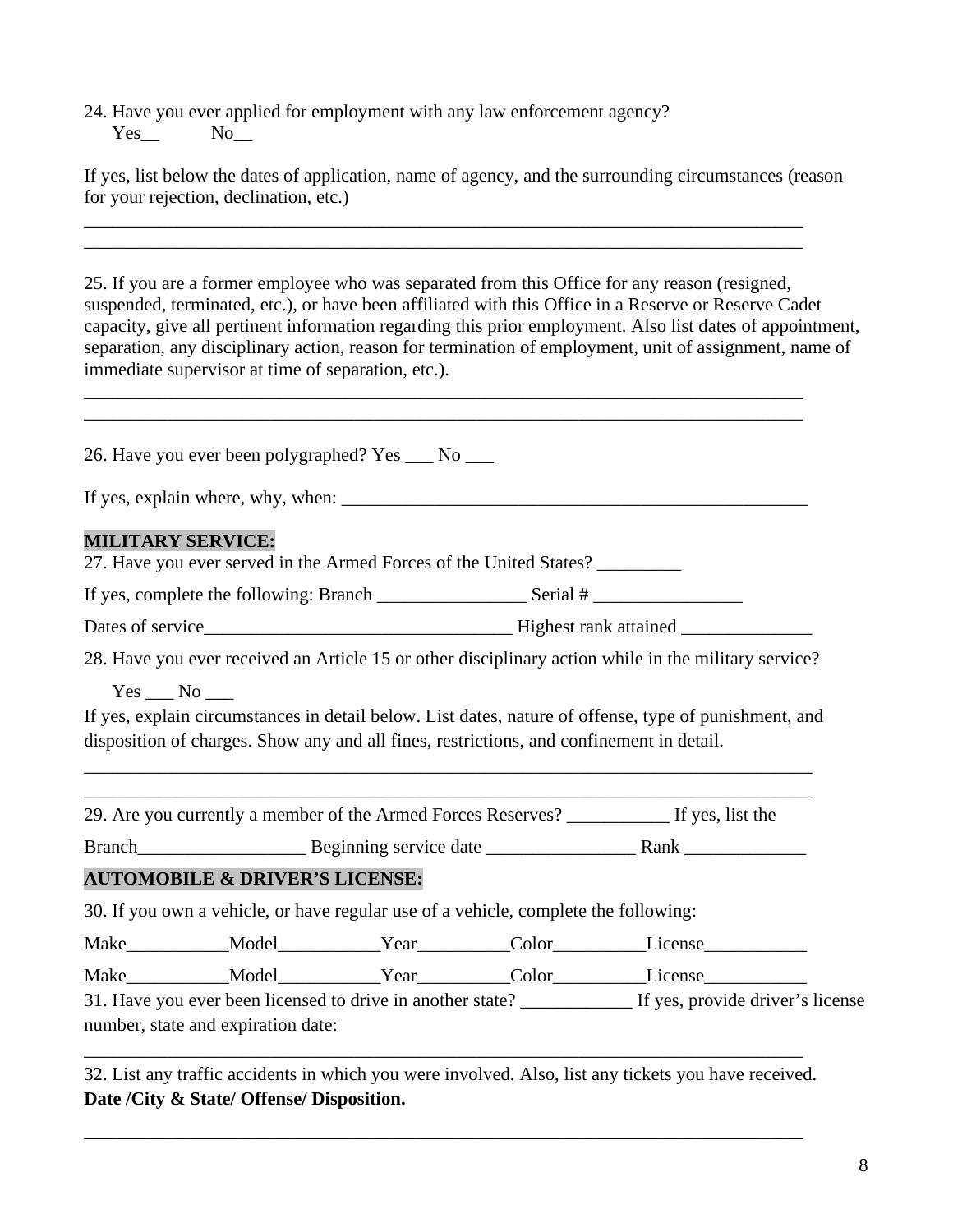24. Have you ever applied for employment with any law enforcement agency?
   Yes__     No__

If yes, list below the dates of application, name of agency, and the surrounding circumstances (reason for your rejection, declination, etc.)

_______________________________________________________________________________
_______________________________________________________________________________

25. If you are a former employee who was separated from this Office for any reason (resigned, suspended, terminated, etc.), or have been affiliated with this Office in a Reserve or Reserve Cadet capacity, give all pertinent information regarding this prior employment. Also list dates of appointment, separation, any disciplinary action, reason for termination of employment, unit of assignment, name of immediate supervisor at time of separation, etc.).

_______________________________________________________________________________
_______________________________________________________________________________

26. Have you ever been polygraphed? Yes ___ No ___

If yes, explain where, why, when: ____________________________________________________

**MILITARY SERVICE:**

27. Have you ever served in the Armed Forces of the United States? _________

If yes, complete the following: Branch ________________ Serial # ________________

Dates of service________________________________ Highest rank attained ______________

28. Have you ever received an Article 15 or other disciplinary action while in the military service?

   Yes ___ No ___

If yes, explain circumstances in detail below. List dates, nature of offense, type of punishment, and disposition of charges. Show any and all fines, restrictions, and confinement in detail.

_______________________________________________________________________________
_______________________________________________________________________________

29. Are you currently a member of the Armed Forces Reserves? ___________ If yes, list the

Branch__________________ Beginning service date ________________ Rank _____________

**AUTOMOBILE & DRIVER'S LICENSE:**

30. If you own a vehicle, or have regular use of a vehicle, complete the following:

Make___________Model___________Year__________Color__________License___________

Make___________Model___________Year__________Color__________License___________

31. Have you ever been licensed to drive in another state? ____________ If yes, provide driver's license number, state and expiration date:

_______________________________________________________________________________

32. List any traffic accidents in which you were involved. Also, list any tickets you have received. **Date /City & State/ Offense/ Disposition.**

_______________________________________________________________________________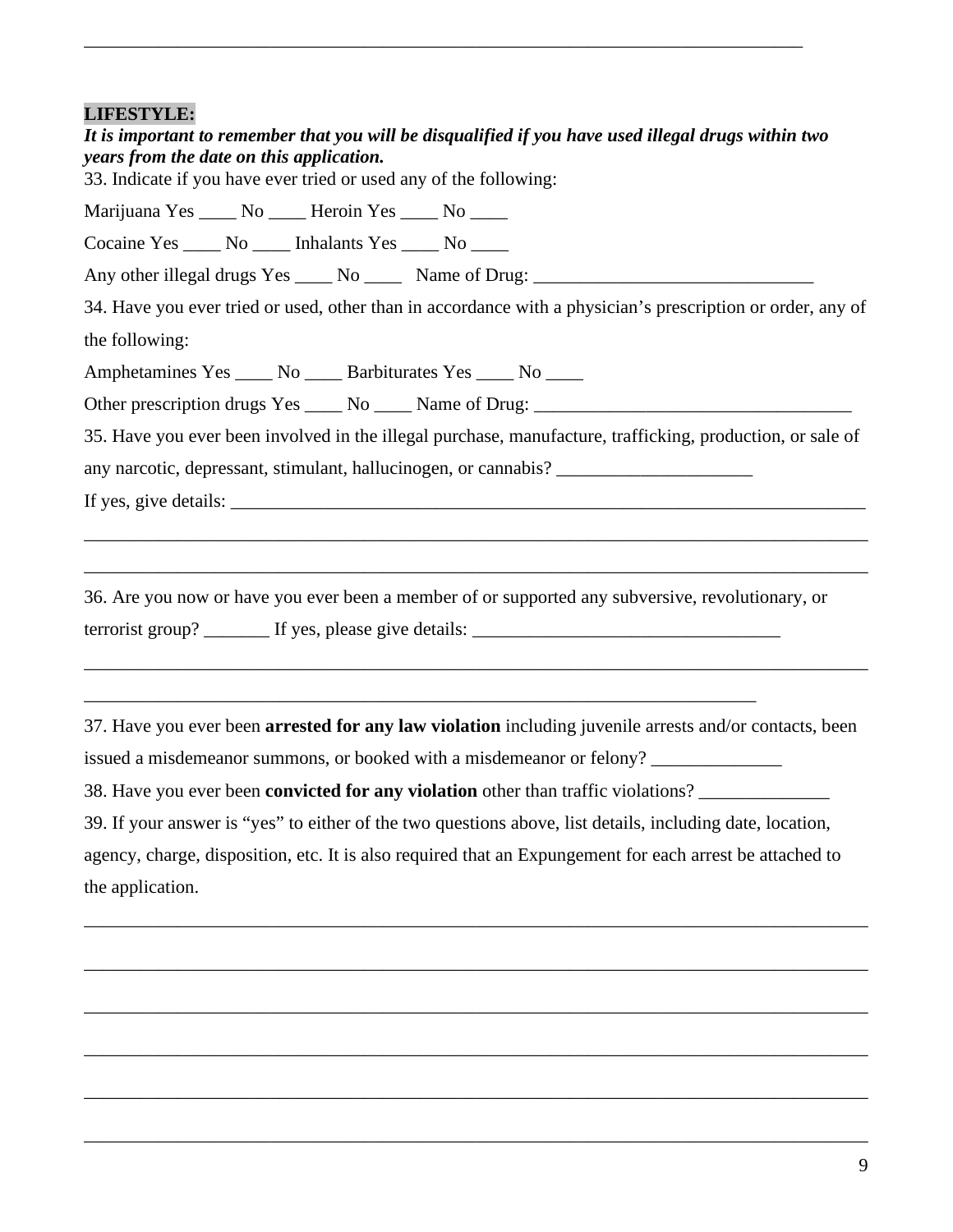________________________________________________________________________

**LIFESTYLE:**

***It is important to remember that you will be disqualified if you have used illegal drugs within two years from the date on this application.***

33. Indicate if you have ever tried or used any of the following:

Marijuana Yes ____ No ____ Heroin Yes ____ No ____

Cocaine Yes ____ No ____ Inhalants Yes ____ No ____

Any other illegal drugs Yes ____ No ____ Name of Drug: ______________________________

34. Have you ever tried or used, other than in accordance with a physician's prescription or order, any of the following:

Amphetamines Yes ____ No ____ Barbiturates Yes ____ No ____

Other prescription drugs Yes ____ No ____ Name of Drug: __________________________________

35. Have you ever been involved in the illegal purchase, manufacture, trafficking, production, or sale of any narcotic, depressant, stimulant, hallucinogen, or cannabis? _____________________

If yes, give details: ______________________________________________________________________

_____________________________________________________________________________________

_____________________________________________________________________________________

36. Are you now or have you ever been a member of or supported any subversive, revolutionary, or terrorist group? _______ If yes, please give details: _________________________________

_____________________________________________________________________________________

_______________________________________________________________________

37. Have you ever been **arrested for any law violation** including juvenile arrests and/or contacts, been issued a misdemeanor summons, or booked with a misdemeanor or felony? ______________

38. Have you ever been **convicted for any violation** other than traffic violations? ______________

39. If your answer is "yes" to either of the two questions above, list details, including date, location, agency, charge, disposition, etc. It is also required that an Expungement for each arrest be attached to the application.

_____________________________________________________________________________________

_____________________________________________________________________________________

_____________________________________________________________________________________

_____________________________________________________________________________________

_____________________________________________________________________________________

_____________________________________________________________________________________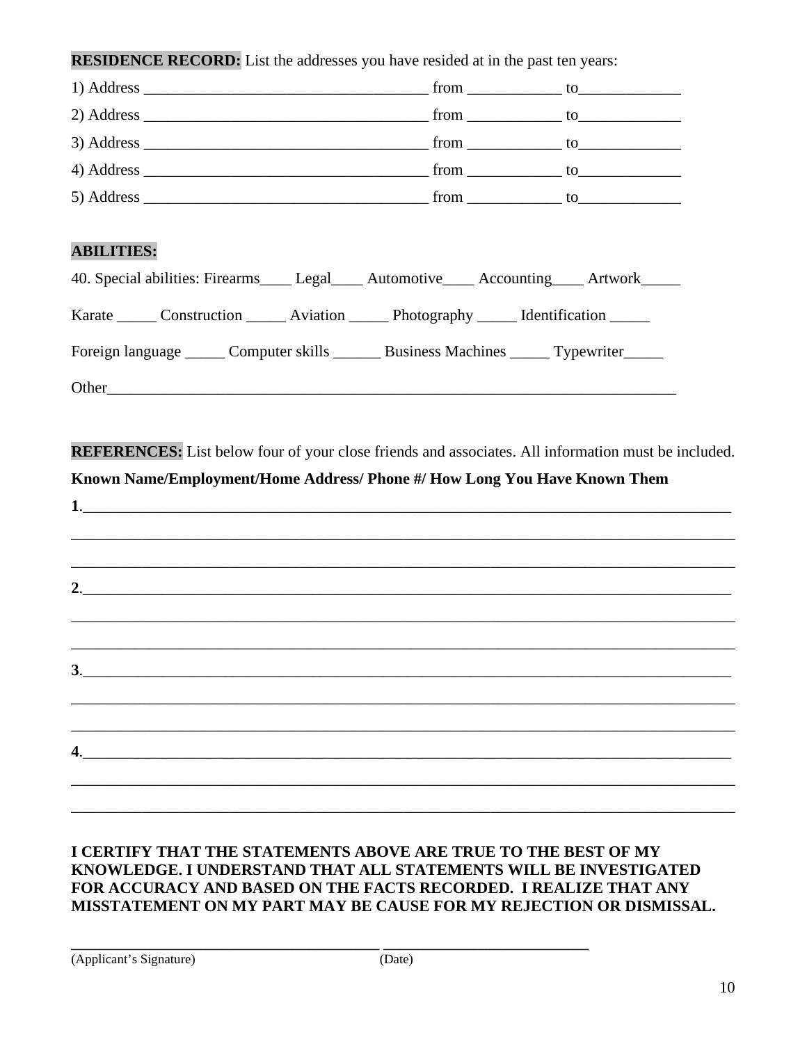**RESIDENCE RECORD:** List the addresses you have resided at in the past ten years:

1) Address ____________________________________ from ____________ to_____________

2) Address ____________________________________ from ____________ to_____________

3) Address ____________________________________ from ____________ to_____________

4) Address ____________________________________ from ____________ to_____________

5) Address ____________________________________ from ____________ to_____________

**ABILITIES:**

40. Special abilities: Firearms____ Legal____ Automotive____ Accounting____ Artwork_____

Karate _____ Construction _____ Aviation _____ Photography _____ Identification _____

Foreign language _____ Computer skills ______ Business Machines _____ Typewriter_____

Other___________________________________________________________________________

**REFERENCES:** List below four of your close friends and associates. All information must be included.

**Known Name/Employment/Home Address/ Phone #/ How Long You Have Known Them**

**1**.______________________________________________________________________________

________________________________________________________________________________

________________________________________________________________________________

**2**.______________________________________________________________________________

________________________________________________________________________________

________________________________________________________________________________

**3**.______________________________________________________________________________

________________________________________________________________________________

________________________________________________________________________________

**4**.______________________________________________________________________________

________________________________________________________________________________

________________________________________________________________________________

**I CERTIFY THAT THE STATEMENTS ABOVE ARE TRUE TO THE BEST OF MY KNOWLEDGE. I UNDERSTAND THAT ALL STATEMENTS WILL BE INVESTIGATED FOR ACCURACY AND BASED ON THE FACTS RECORDED. I REALIZE THAT ANY MISSTATEMENT ON MY PART MAY BE CAUSE FOR MY REJECTION OR DISMISSAL.**

________________________________________ __________________________

(Applicant's Signature) (Date)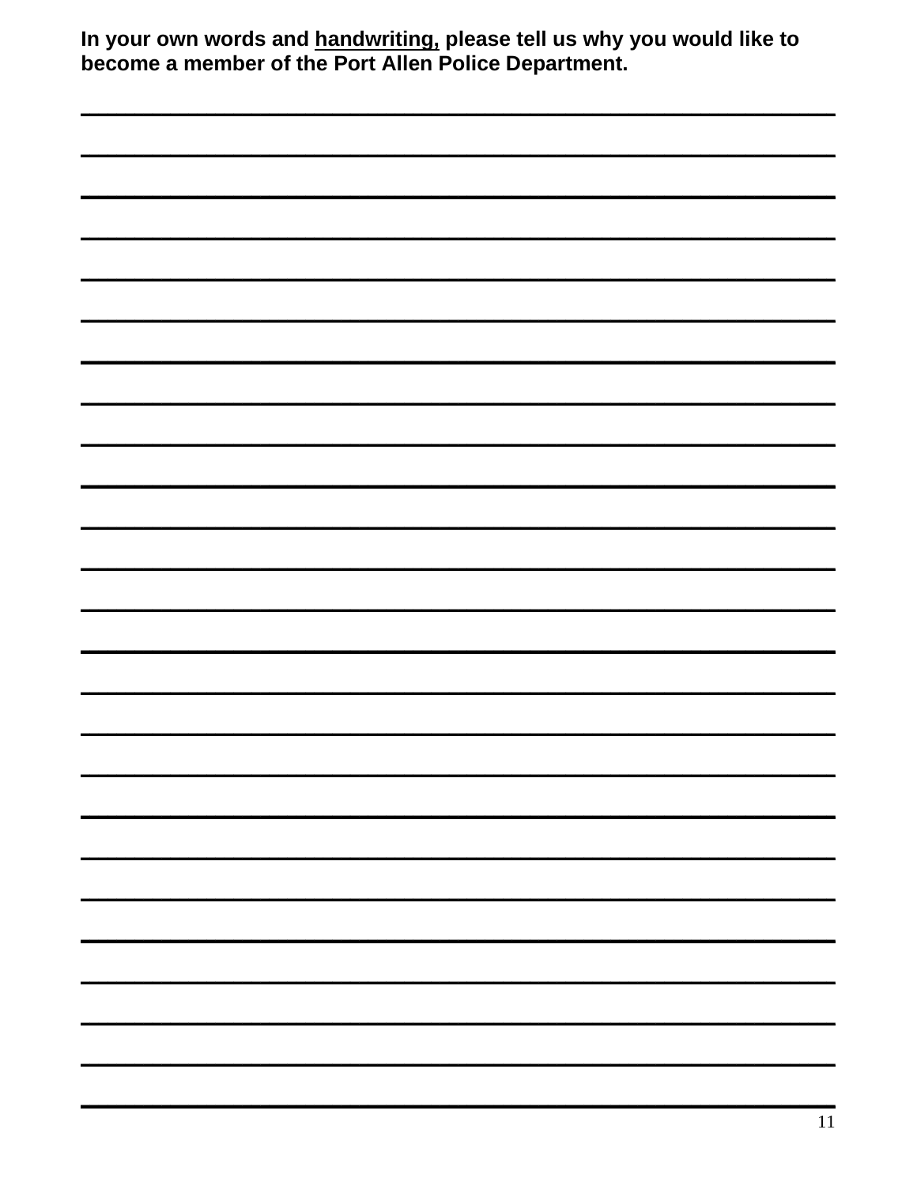**In your own words and <u>handwriting,</u> please tell us why you would like to become a member of the Port Allen Police Department.**

\_\_\_\_\_\_\_\_\_\_\_\_\_\_\_\_\_\_\_\_\_\_\_\_\_\_\_\_\_\_\_\_\_\_\_\_\_\_\_\_\_\_\_\_\_\_\_\_\_\_\_\_\_\_\_\_\_\_\_\_\_\_\_\_\_\_\_\_\_\_\_\_

\_\_\_\_\_\_\_\_\_\_\_\_\_\_\_\_\_\_\_\_\_\_\_\_\_\_\_\_\_\_\_\_\_\_\_\_\_\_\_\_\_\_\_\_\_\_\_\_\_\_\_\_\_\_\_\_\_\_\_\_\_\_\_\_\_\_\_\_\_\_\_\_

\_\_\_\_\_\_\_\_\_\_\_\_\_\_\_\_\_\_\_\_\_\_\_\_\_\_\_\_\_\_\_\_\_\_\_\_\_\_\_\_\_\_\_\_\_\_\_\_\_\_\_\_\_\_\_\_\_\_\_\_\_\_\_\_\_\_\_\_\_\_\_\_

\_\_\_\_\_\_\_\_\_\_\_\_\_\_\_\_\_\_\_\_\_\_\_\_\_\_\_\_\_\_\_\_\_\_\_\_\_\_\_\_\_\_\_\_\_\_\_\_\_\_\_\_\_\_\_\_\_\_\_\_\_\_\_\_\_\_\_\_\_\_\_\_

\_\_\_\_\_\_\_\_\_\_\_\_\_\_\_\_\_\_\_\_\_\_\_\_\_\_\_\_\_\_\_\_\_\_\_\_\_\_\_\_\_\_\_\_\_\_\_\_\_\_\_\_\_\_\_\_\_\_\_\_\_\_\_\_\_\_\_\_\_\_\_\_

\_\_\_\_\_\_\_\_\_\_\_\_\_\_\_\_\_\_\_\_\_\_\_\_\_\_\_\_\_\_\_\_\_\_\_\_\_\_\_\_\_\_\_\_\_\_\_\_\_\_\_\_\_\_\_\_\_\_\_\_\_\_\_\_\_\_\_\_\_\_\_\_

\_\_\_\_\_\_\_\_\_\_\_\_\_\_\_\_\_\_\_\_\_\_\_\_\_\_\_\_\_\_\_\_\_\_\_\_\_\_\_\_\_\_\_\_\_\_\_\_\_\_\_\_\_\_\_\_\_\_\_\_\_\_\_\_\_\_\_\_\_\_\_\_

\_\_\_\_\_\_\_\_\_\_\_\_\_\_\_\_\_\_\_\_\_\_\_\_\_\_\_\_\_\_\_\_\_\_\_\_\_\_\_\_\_\_\_\_\_\_\_\_\_\_\_\_\_\_\_\_\_\_\_\_\_\_\_\_\_\_\_\_\_\_\_\_

\_\_\_\_\_\_\_\_\_\_\_\_\_\_\_\_\_\_\_\_\_\_\_\_\_\_\_\_\_\_\_\_\_\_\_\_\_\_\_\_\_\_\_\_\_\_\_\_\_\_\_\_\_\_\_\_\_\_\_\_\_\_\_\_\_\_\_\_\_\_\_\_

\_\_\_\_\_\_\_\_\_\_\_\_\_\_\_\_\_\_\_\_\_\_\_\_\_\_\_\_\_\_\_\_\_\_\_\_\_\_\_\_\_\_\_\_\_\_\_\_\_\_\_\_\_\_\_\_\_\_\_\_\_\_\_\_\_\_\_\_\_\_\_\_

\_\_\_\_\_\_\_\_\_\_\_\_\_\_\_\_\_\_\_\_\_\_\_\_\_\_\_\_\_\_\_\_\_\_\_\_\_\_\_\_\_\_\_\_\_\_\_\_\_\_\_\_\_\_\_\_\_\_\_\_\_\_\_\_\_\_\_\_\_\_\_\_

\_\_\_\_\_\_\_\_\_\_\_\_\_\_\_\_\_\_\_\_\_\_\_\_\_\_\_\_\_\_\_\_\_\_\_\_\_\_\_\_\_\_\_\_\_\_\_\_\_\_\_\_\_\_\_\_\_\_\_\_\_\_\_\_\_\_\_\_\_\_\_\_

\_\_\_\_\_\_\_\_\_\_\_\_\_\_\_\_\_\_\_\_\_\_\_\_\_\_\_\_\_\_\_\_\_\_\_\_\_\_\_\_\_\_\_\_\_\_\_\_\_\_\_\_\_\_\_\_\_\_\_\_\_\_\_\_\_\_\_\_\_\_\_\_

\_\_\_\_\_\_\_\_\_\_\_\_\_\_\_\_\_\_\_\_\_\_\_\_\_\_\_\_\_\_\_\_\_\_\_\_\_\_\_\_\_\_\_\_\_\_\_\_\_\_\_\_\_\_\_\_\_\_\_\_\_\_\_\_\_\_\_\_\_\_\_\_

\_\_\_\_\_\_\_\_\_\_\_\_\_\_\_\_\_\_\_\_\_\_\_\_\_\_\_\_\_\_\_\_\_\_\_\_\_\_\_\_\_\_\_\_\_\_\_\_\_\_\_\_\_\_\_\_\_\_\_\_\_\_\_\_\_\_\_\_\_\_\_\_

\_\_\_\_\_\_\_\_\_\_\_\_\_\_\_\_\_\_\_\_\_\_\_\_\_\_\_\_\_\_\_\_\_\_\_\_\_\_\_\_\_\_\_\_\_\_\_\_\_\_\_\_\_\_\_\_\_\_\_\_\_\_\_\_\_\_\_\_\_\_\_\_

\_\_\_\_\_\_\_\_\_\_\_\_\_\_\_\_\_\_\_\_\_\_\_\_\_\_\_\_\_\_\_\_\_\_\_\_\_\_\_\_\_\_\_\_\_\_\_\_\_\_\_\_\_\_\_\_\_\_\_\_\_\_\_\_\_\_\_\_\_\_\_\_

\_\_\_\_\_\_\_\_\_\_\_\_\_\_\_\_\_\_\_\_\_\_\_\_\_\_\_\_\_\_\_\_\_\_\_\_\_\_\_\_\_\_\_\_\_\_\_\_\_\_\_\_\_\_\_\_\_\_\_\_\_\_\_\_\_\_\_\_\_\_\_\_

\_\_\_\_\_\_\_\_\_\_\_\_\_\_\_\_\_\_\_\_\_\_\_\_\_\_\_\_\_\_\_\_\_\_\_\_\_\_\_\_\_\_\_\_\_\_\_\_\_\_\_\_\_\_\_\_\_\_\_\_\_\_\_\_\_\_\_\_\_\_\_\_

\_\_\_\_\_\_\_\_\_\_\_\_\_\_\_\_\_\_\_\_\_\_\_\_\_\_\_\_\_\_\_\_\_\_\_\_\_\_\_\_\_\_\_\_\_\_\_\_\_\_\_\_\_\_\_\_\_\_\_\_\_\_\_\_\_\_\_\_\_\_\_\_

\_\_\_\_\_\_\_\_\_\_\_\_\_\_\_\_\_\_\_\_\_\_\_\_\_\_\_\_\_\_\_\_\_\_\_\_\_\_\_\_\_\_\_\_\_\_\_\_\_\_\_\_\_\_\_\_\_\_\_\_\_\_\_\_\_\_\_\_\_\_\_\_

\_\_\_\_\_\_\_\_\_\_\_\_\_\_\_\_\_\_\_\_\_\_\_\_\_\_\_\_\_\_\_\_\_\_\_\_\_\_\_\_\_\_\_\_\_\_\_\_\_\_\_\_\_\_\_\_\_\_\_\_\_\_\_\_\_\_\_\_\_\_\_\_

\_\_\_\_\_\_\_\_\_\_\_\_\_\_\_\_\_\_\_\_\_\_\_\_\_\_\_\_\_\_\_\_\_\_\_\_\_\_\_\_\_\_\_\_\_\_\_\_\_\_\_\_\_\_\_\_\_\_\_\_\_\_\_\_\_\_\_\_\_\_\_\_

\_\_\_\_\_\_\_\_\_\_\_\_\_\_\_\_\_\_\_\_\_\_\_\_\_\_\_\_\_\_\_\_\_\_\_\_\_\_\_\_\_\_\_\_\_\_\_\_\_\_\_\_\_\_\_\_\_\_\_\_\_\_\_\_\_\_\_\_\_\_\_\_

\_\_\_\_\_\_\_\_\_\_\_\_\_\_\_\_\_\_\_\_\_\_\_\_\_\_\_\_\_\_\_\_\_\_\_\_\_\_\_\_\_\_\_\_\_\_\_\_\_\_\_\_\_\_\_\_\_\_\_\_\_\_\_\_\_\_\_\_\_\_\_\_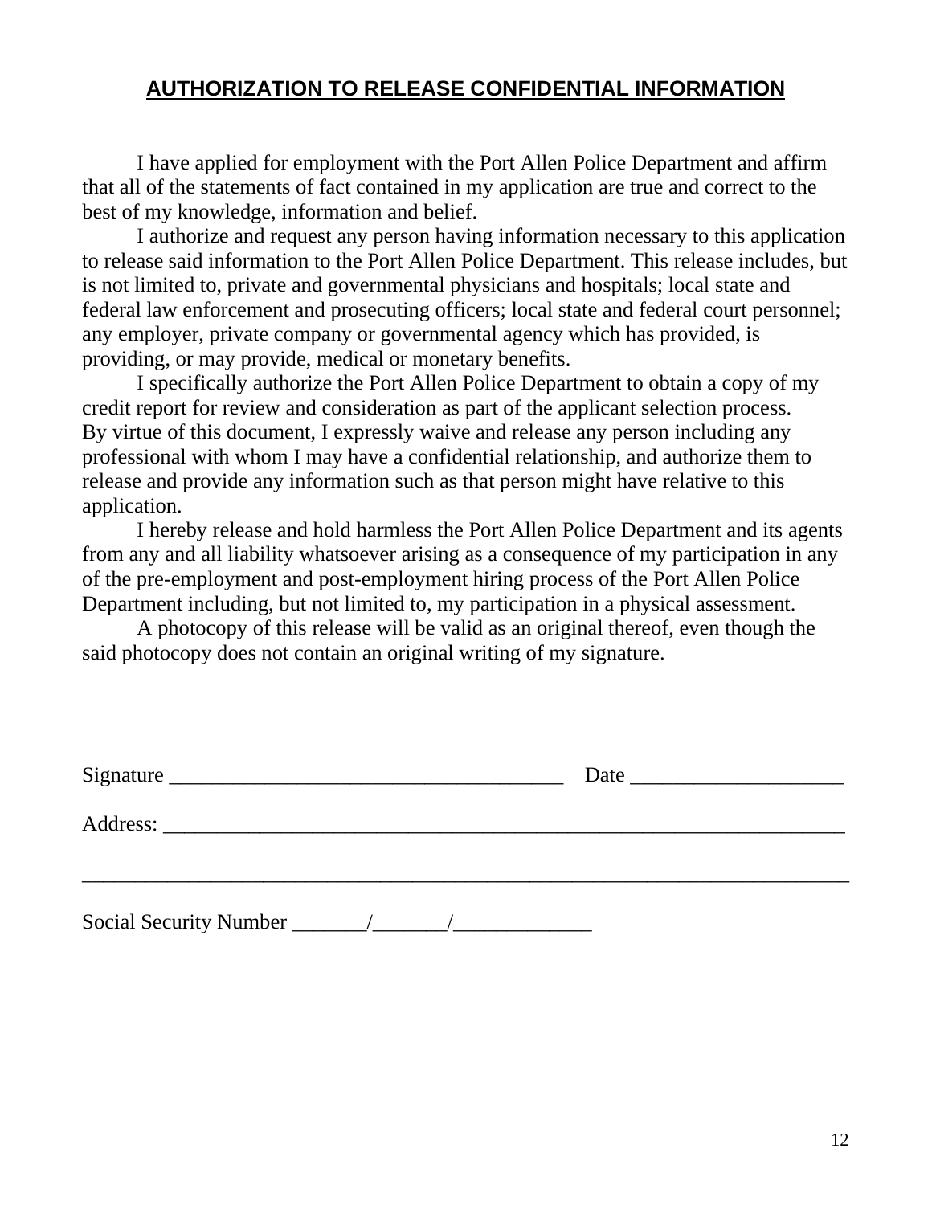## AUTHORIZATION TO RELEASE CONFIDENTIAL INFORMATION

I have applied for employment with the Port Allen Police Department and affirm that all of the statements of fact contained in my application are true and correct to the best of my knowledge, information and belief.

I authorize and request any person having information necessary to this application to release said information to the Port Allen Police Department. This release includes, but is not limited to, private and governmental physicians and hospitals; local state and federal law enforcement and prosecuting officers; local state and federal court personnel; any employer, private company or governmental agency which has provided, is providing, or may provide, medical or monetary benefits.

I specifically authorize the Port Allen Police Department to obtain a copy of my credit report for review and consideration as part of the applicant selection process. By virtue of this document, I expressly waive and release any person including any professional with whom I may have a confidential relationship, and authorize them to release and provide any information such as that person might have relative to this application.

I hereby release and hold harmless the Port Allen Police Department and its agents from any and all liability whatsoever arising as a consequence of my participation in any of the pre-employment and post-employment hiring process of the Port Allen Police Department including, but not limited to, my participation in a physical assessment.

A photocopy of this release will be valid as an original thereof, even though the said photocopy does not contain an original writing of my signature.

Signature _____________________________________ Date ____________________

Address: _________________________________________________________________

__________________________________________________________________________

Social Security Number _______/_______/_____________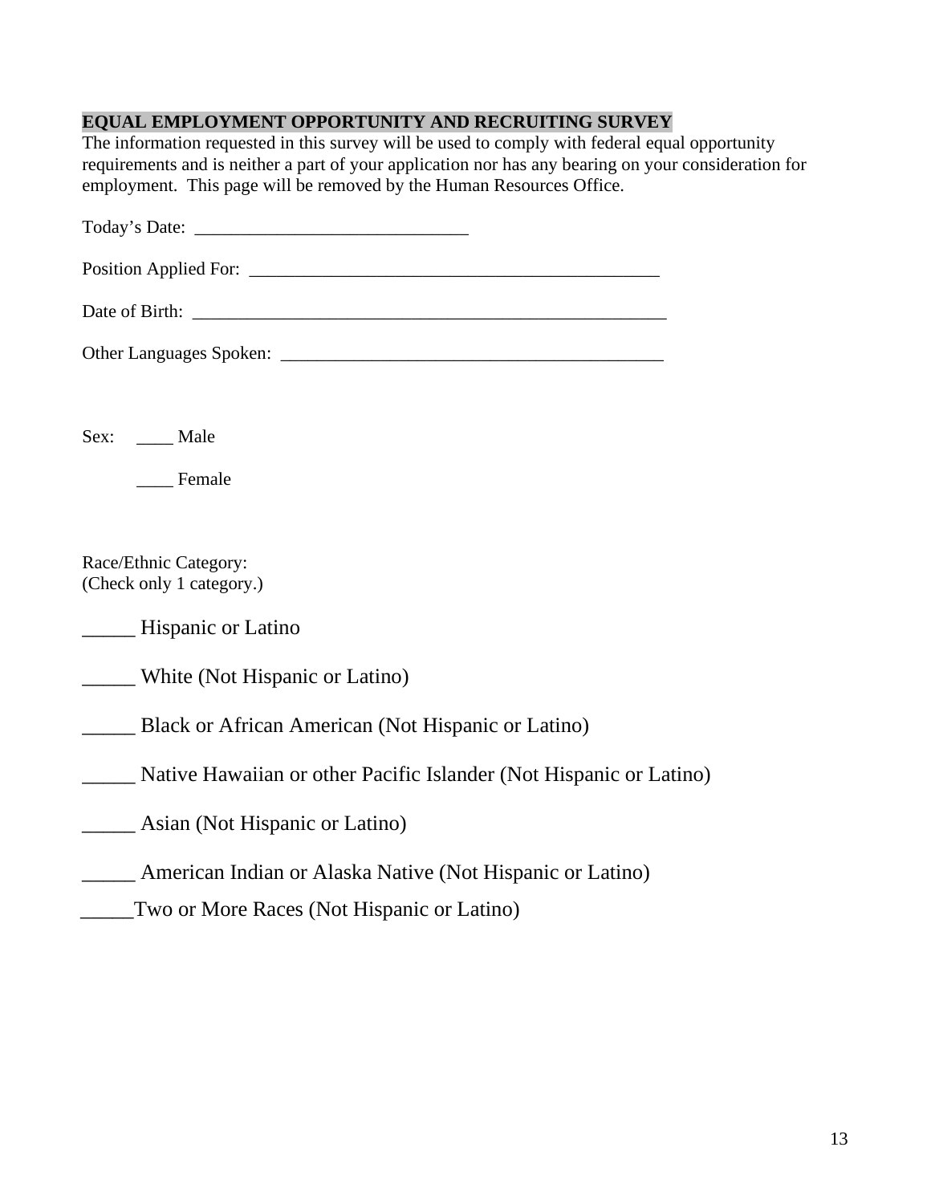**EQUAL EMPLOYMENT OPPORTUNITY AND RECRUITING SURVEY**

The information requested in this survey will be used to comply with federal equal opportunity requirements and is neither a part of your application nor has any bearing on your consideration for employment. This page will be removed by the Human Resources Office.

Today's Date: ______________________________

Position Applied For: ______________________________________________

Date of Birth: ______________________________________________________

Other Languages Spoken: ____________________________________________

Sex: ____ Male

____ Female

Race/Ethnic Category:
(Check only 1 category.)

_____ Hispanic or Latino

_____ White (Not Hispanic or Latino)

_____ Black or African American (Not Hispanic or Latino)

_____ Native Hawaiian or other Pacific Islander (Not Hispanic or Latino)

_____ Asian (Not Hispanic or Latino)

_____ American Indian or Alaska Native (Not Hispanic or Latino)

_____Two or More Races (Not Hispanic or Latino)